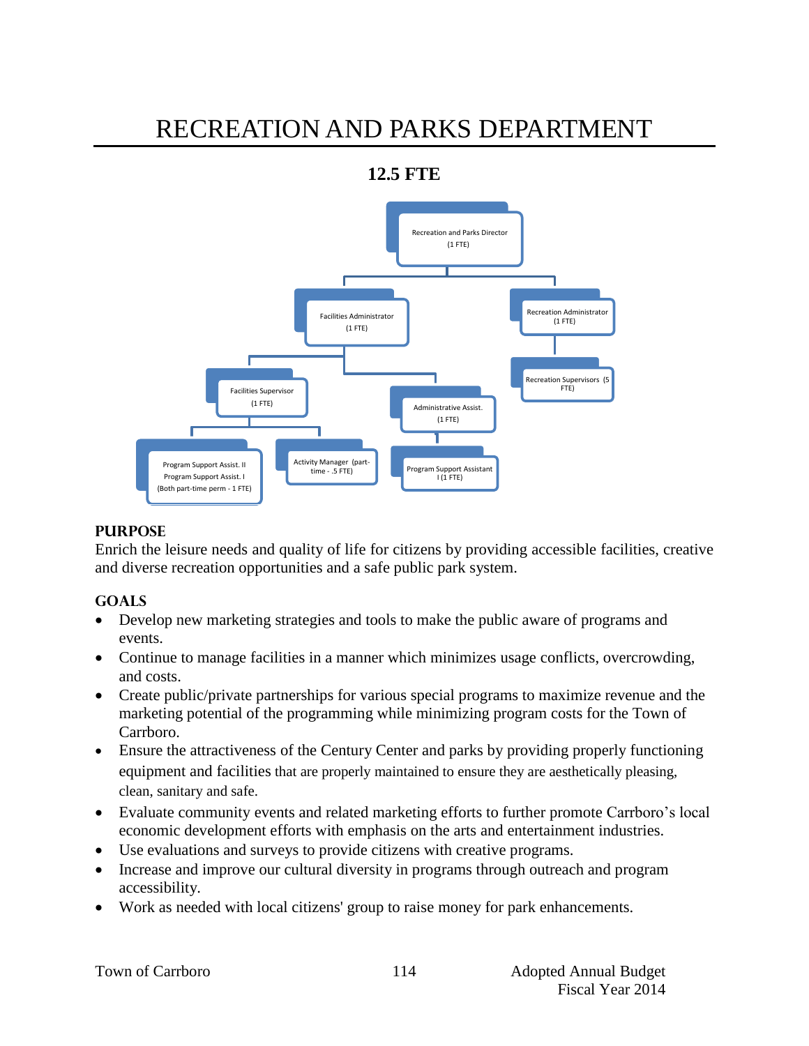# RECREATION AND PARKS DEPARTMENT

**12.5 FTE**

- Recreation and Parks Director (1 FTE)
  - Facilities Administrator (1 FTE)
    - Facilities Supervisor (1 FTE)
      - Program Support Assist. II, Program Support Assist. I (Both part-time perm - 1 FTE)
      - Activity Manager (part-time - .5 FTE)
    - Administrative Assist. (1 FTE)
      - Program Support Assistant I (1 FTE)
  - Recreation Administrator (1 FTE)
    - Recreation Supervisors (5 FTE)

## PURPOSE

Enrich the leisure needs and quality of life for citizens by providing accessible facilities, creative and diverse recreation opportunities and a safe public park system.

## GOALS

- Develop new marketing strategies and tools to make the public aware of programs and events.
- Continue to manage facilities in a manner which minimizes usage conflicts, overcrowding, and costs.
- Create public/private partnerships for various special programs to maximize revenue and the marketing potential of the programming while minimizing program costs for the Town of Carrboro.
- Ensure the attractiveness of the Century Center and parks by providing properly functioning equipment and facilities that are properly maintained to ensure they are aesthetically pleasing, clean, sanitary and safe.
- Evaluate community events and related marketing efforts to further promote Carrboro's local economic development efforts with emphasis on the arts and entertainment industries.
- Use evaluations and surveys to provide citizens with creative programs.
- Increase and improve our cultural diversity in programs through outreach and program accessibility.
- Work as needed with local citizens' group to raise money for park enhancements.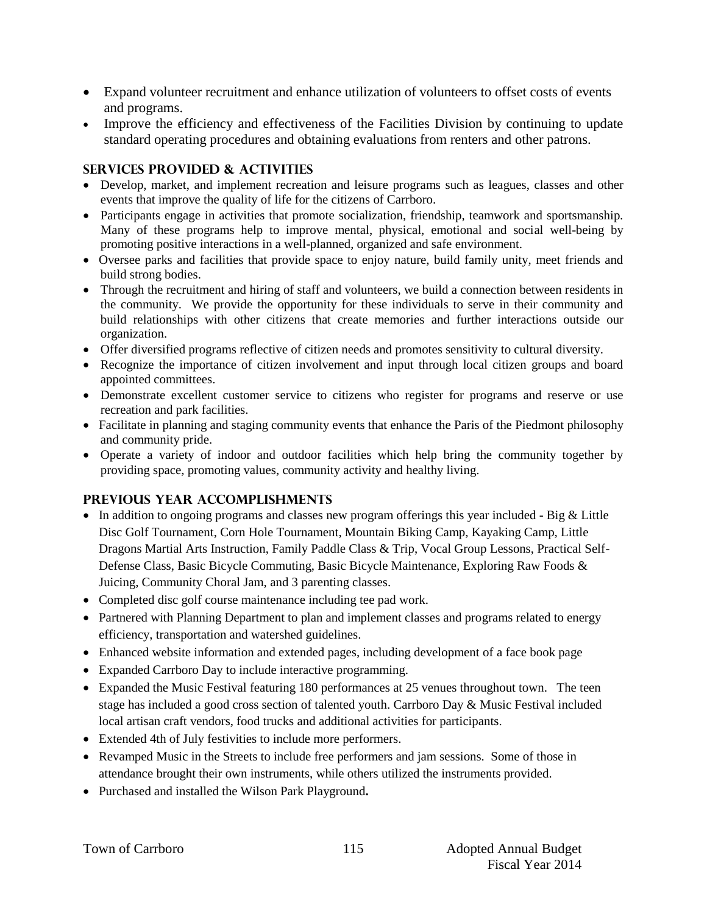- Expand volunteer recruitment and enhance utilization of volunteers to offset costs of events and programs.
- Improve the efficiency and effectiveness of the Facilities Division by continuing to update standard operating procedures and obtaining evaluations from renters and other patrons.

## SERVICES PROVIDED & ACTIVITIES

- Develop, market, and implement recreation and leisure programs such as leagues, classes and other events that improve the quality of life for the citizens of Carrboro.
- Participants engage in activities that promote socialization, friendship, teamwork and sportsmanship. Many of these programs help to improve mental, physical, emotional and social well-being by promoting positive interactions in a well-planned, organized and safe environment.
- Oversee parks and facilities that provide space to enjoy nature, build family unity, meet friends and build strong bodies.
- Through the recruitment and hiring of staff and volunteers, we build a connection between residents in the community. We provide the opportunity for these individuals to serve in their community and build relationships with other citizens that create memories and further interactions outside our organization.
- Offer diversified programs reflective of citizen needs and promotes sensitivity to cultural diversity.
- Recognize the importance of citizen involvement and input through local citizen groups and board appointed committees.
- Demonstrate excellent customer service to citizens who register for programs and reserve or use recreation and park facilities.
- Facilitate in planning and staging community events that enhance the Paris of the Piedmont philosophy and community pride.
- Operate a variety of indoor and outdoor facilities which help bring the community together by providing space, promoting values, community activity and healthy living.

## PREVIOUS YEAR ACCOMPLISHMENTS

- In addition to ongoing programs and classes new program offerings this year included - Big & Little Disc Golf Tournament, Corn Hole Tournament, Mountain Biking Camp, Kayaking Camp, Little Dragons Martial Arts Instruction, Family Paddle Class & Trip, Vocal Group Lessons, Practical Self-Defense Class, Basic Bicycle Commuting, Basic Bicycle Maintenance, Exploring Raw Foods & Juicing, Community Choral Jam, and 3 parenting classes.
- Completed disc golf course maintenance including tee pad work.
- Partnered with Planning Department to plan and implement classes and programs related to energy efficiency, transportation and watershed guidelines.
- Enhanced website information and extended pages, including development of a face book page
- Expanded Carrboro Day to include interactive programming.
- Expanded the Music Festival featuring 180 performances at 25 venues throughout town. The teen stage has included a good cross section of talented youth. Carrboro Day & Music Festival included local artisan craft vendors, food trucks and additional activities for participants.
- Extended 4th of July festivities to include more performers.
- Revamped Music in the Streets to include free performers and jam sessions. Some of those in attendance brought their own instruments, while others utilized the instruments provided.
- Purchased and installed the Wilson Park Playground**.**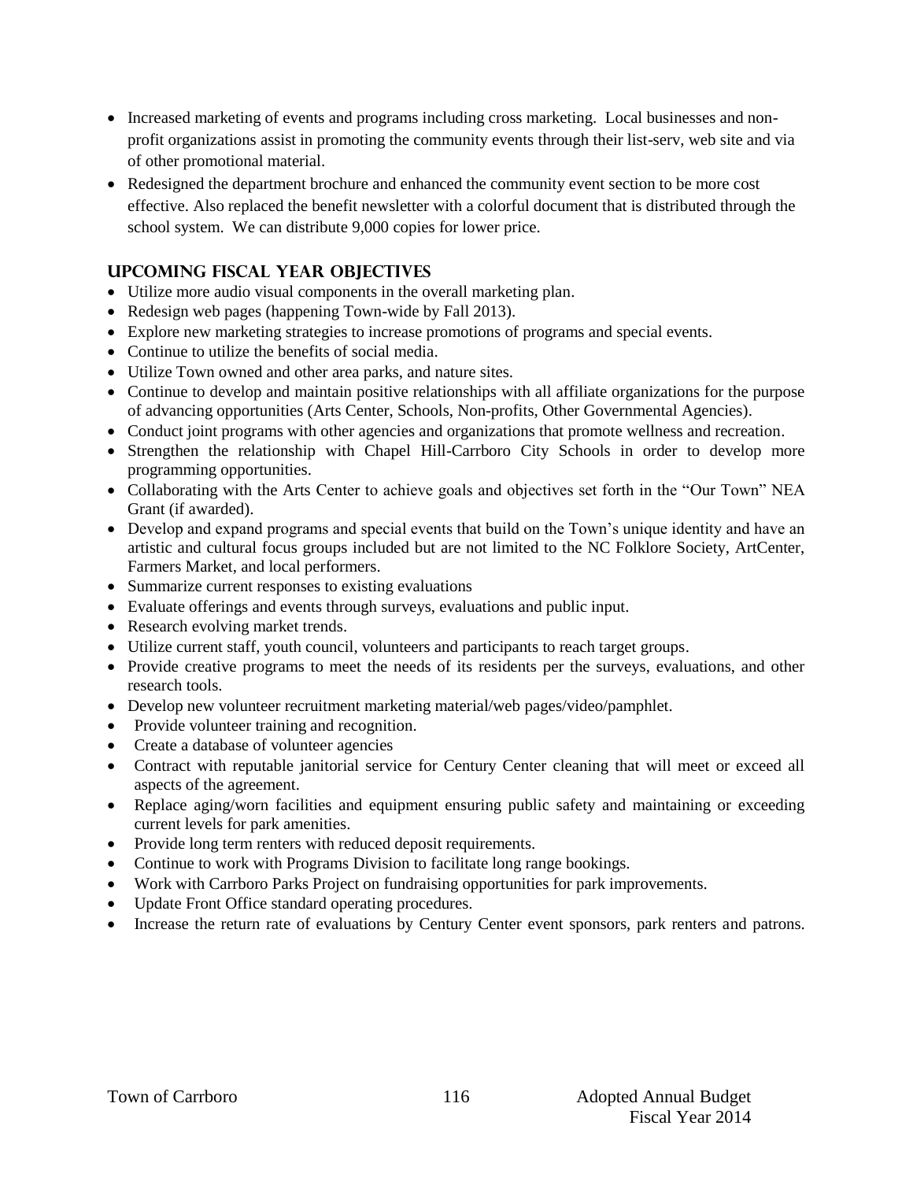- Increased marketing of events and programs including cross marketing. Local businesses and non-profit organizations assist in promoting the community events through their list-serv, web site and via of other promotional material.
- Redesigned the department brochure and enhanced the community event section to be more cost effective. Also replaced the benefit newsletter with a colorful document that is distributed through the school system. We can distribute 9,000 copies for lower price.

## UPCOMING FISCAL YEAR OBJECTIVES

- Utilize more audio visual components in the overall marketing plan.
- Redesign web pages (happening Town-wide by Fall 2013).
- Explore new marketing strategies to increase promotions of programs and special events.
- Continue to utilize the benefits of social media.
- Utilize Town owned and other area parks, and nature sites.
- Continue to develop and maintain positive relationships with all affiliate organizations for the purpose of advancing opportunities (Arts Center, Schools, Non-profits, Other Governmental Agencies).
- Conduct joint programs with other agencies and organizations that promote wellness and recreation.
- Strengthen the relationship with Chapel Hill-Carrboro City Schools in order to develop more programming opportunities.
- Collaborating with the Arts Center to achieve goals and objectives set forth in the "Our Town" NEA Grant (if awarded).
- Develop and expand programs and special events that build on the Town's unique identity and have an artistic and cultural focus groups included but are not limited to the NC Folklore Society, ArtCenter, Farmers Market, and local performers.
- Summarize current responses to existing evaluations
- Evaluate offerings and events through surveys, evaluations and public input.
- Research evolving market trends.
- Utilize current staff, youth council, volunteers and participants to reach target groups.
- Provide creative programs to meet the needs of its residents per the surveys, evaluations, and other research tools.
- Develop new volunteer recruitment marketing material/web pages/video/pamphlet.
- Provide volunteer training and recognition.
- Create a database of volunteer agencies
- Contract with reputable janitorial service for Century Center cleaning that will meet or exceed all aspects of the agreement.
- Replace aging/worn facilities and equipment ensuring public safety and maintaining or exceeding current levels for park amenities.
- Provide long term renters with reduced deposit requirements.
- Continue to work with Programs Division to facilitate long range bookings.
- Work with Carrboro Parks Project on fundraising opportunities for park improvements.
- Update Front Office standard operating procedures.
- Increase the return rate of evaluations by Century Center event sponsors, park renters and patrons.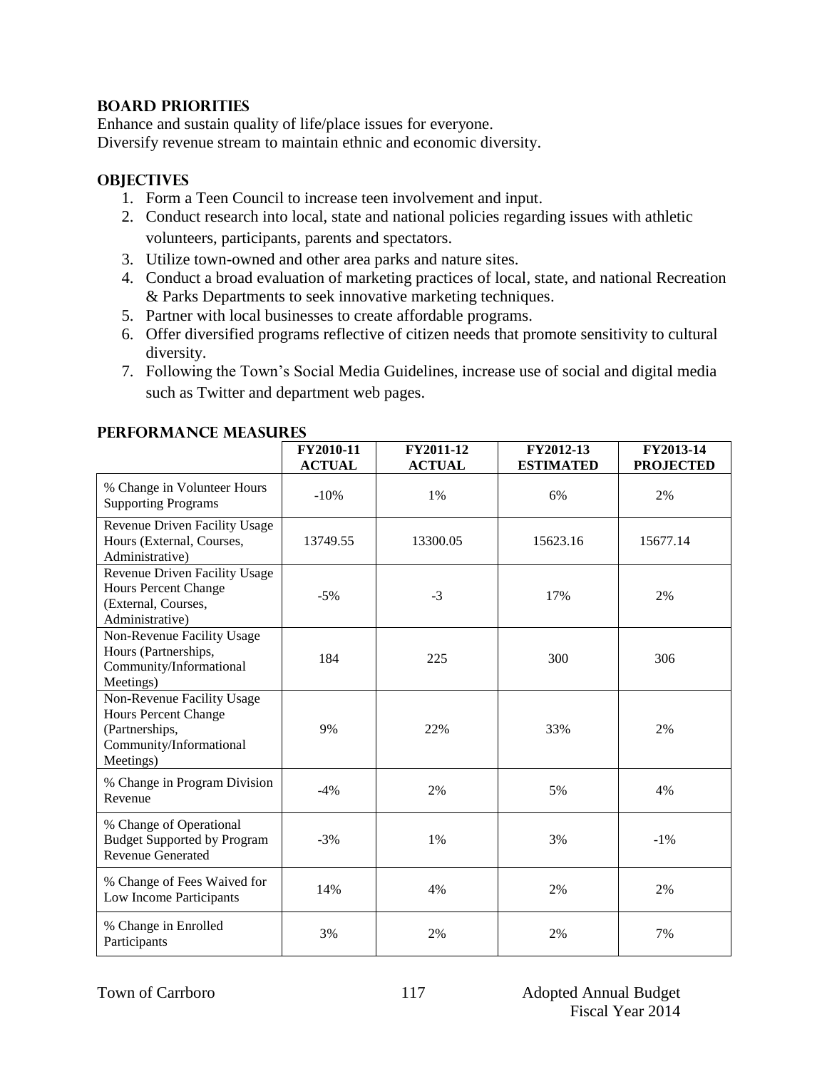## BOARD PRIORITIES

Enhance and sustain quality of life/place issues for everyone.
Diversify revenue stream to maintain ethnic and economic diversity.

## OBJECTIVES

1. Form a Teen Council to increase teen involvement and input.
2. Conduct research into local, state and national policies regarding issues with athletic volunteers, participants, parents and spectators.
3. Utilize town-owned and other area parks and nature sites.
4. Conduct a broad evaluation of marketing practices of local, state, and national Recreation & Parks Departments to seek innovative marketing techniques.
5. Partner with local businesses to create affordable programs.
6. Offer diversified programs reflective of citizen needs that promote sensitivity to cultural diversity.
7. Following the Town's Social Media Guidelines, increase use of social and digital media such as Twitter and department web pages.

## PERFORMANCE MEASURES

| | FY2010-11 ACTUAL | FY2011-12 ACTUAL | FY2012-13 ESTIMATED | FY2013-14 PROJECTED |
|---|---|---|---|---|
| % Change in Volunteer Hours Supporting Programs | -10% | 1% | 6% | 2% |
| Revenue Driven Facility Usage Hours (External, Courses, Administrative) | 13749.55 | 13300.05 | 15623.16 | 15677.14 |
| Revenue Driven Facility Usage Hours Percent Change (External, Courses, Administrative) | -5% | -3 | 17% | 2% |
| Non-Revenue Facility Usage Hours (Partnerships, Community/Informational Meetings) | 184 | 225 | 300 | 306 |
| Non-Revenue Facility Usage Hours Percent Change (Partnerships, Community/Informational Meetings) | 9% | 22% | 33% | 2% |
| % Change in Program Division Revenue | -4% | 2% | 5% | 4% |
| % Change of Operational Budget Supported by Program Revenue Generated | -3% | 1% | 3% | -1% |
| % Change of Fees Waived for Low Income Participants | 14% | 4% | 2% | 2% |
| % Change in Enrolled Participants | 3% | 2% | 2% | 7% |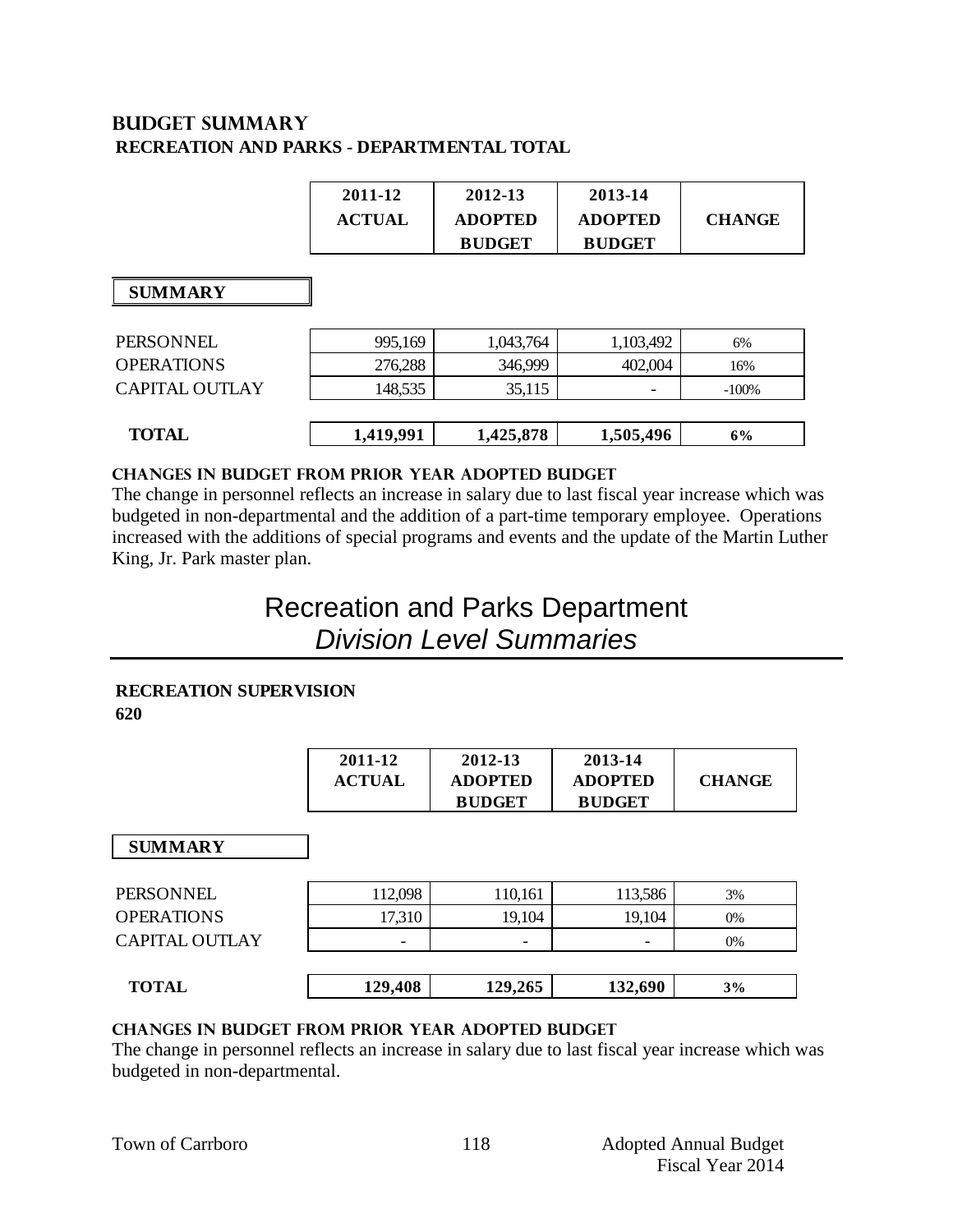## BUDGET SUMMARY

### RECREATION AND PARKS - DEPARTMENTAL TOTAL

| | 2011-12 ACTUAL | 2012-13 ADOPTED BUDGET | 2013-14 ADOPTED BUDGET | CHANGE |
|---|---|---|---|---|
| **SUMMARY** | | | | |
| PERSONNEL | 995,169 | 1,043,764 | 1,103,492 | 6% |
| OPERATIONS | 276,288 | 346,999 | 402,004 | 16% |
| CAPITAL OUTLAY | 148,535 | 35,115 | - | -100% |
| **TOTAL** | **1,419,991** | **1,425,878** | **1,505,496** | **6%** |

**CHANGES IN BUDGET FROM PRIOR YEAR ADOPTED BUDGET**

The change in personnel reflects an increase in salary due to last fiscal year increase which was budgeted in non-departmental and the addition of a part-time temporary employee. Operations increased with the additions of special programs and events and the update of the Martin Luther King, Jr. Park master plan.

# Recreation and Parks Department

## *Division Level Summaries*

### RECREATION SUPERVISION

**620**

| | 2011-12 ACTUAL | 2012-13 ADOPTED BUDGET | 2013-14 ADOPTED BUDGET | CHANGE |
|---|---|---|---|---|
| **SUMMARY** | | | | |
| PERSONNEL | 112,098 | 110,161 | 113,586 | 3% |
| OPERATIONS | 17,310 | 19,104 | 19,104 | 0% |
| CAPITAL OUTLAY | - | - | - | 0% |
| **TOTAL** | **129,408** | **129,265** | **132,690** | **3%** |

**CHANGES IN BUDGET FROM PRIOR YEAR ADOPTED BUDGET**

The change in personnel reflects an increase in salary due to last fiscal year increase which was budgeted in non-departmental.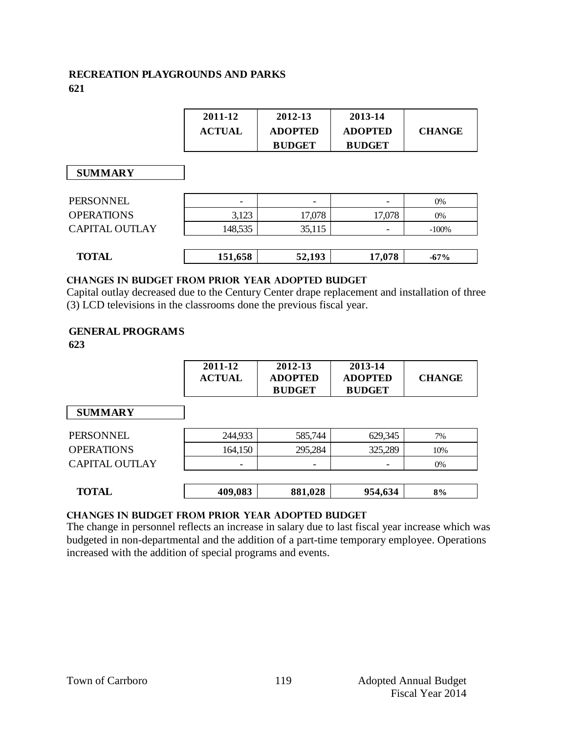## RECREATION PLAYGROUNDS AND PARKS
**621**

| | 2011-12 ACTUAL | 2012-13 ADOPTED BUDGET | 2013-14 ADOPTED BUDGET | CHANGE |
|---|---|---|---|---|
| **SUMMARY** | | | | |
| PERSONNEL | - | - | - | 0% |
| OPERATIONS | 3,123 | 17,078 | 17,078 | 0% |
| CAPITAL OUTLAY | 148,535 | 35,115 | - | -100% |
| **TOTAL** | **151,658** | **52,193** | **17,078** | **-67%** |

### CHANGES IN BUDGET FROM PRIOR YEAR ADOPTED BUDGET

Capital outlay decreased due to the Century Center drape replacement and installation of three (3) LCD televisions in the classrooms done the previous fiscal year.

## GENERAL PROGRAMS
**623**

| | 2011-12 ACTUAL | 2012-13 ADOPTED BUDGET | 2013-14 ADOPTED BUDGET | CHANGE |
|---|---|---|---|---|
| **SUMMARY** | | | | |
| PERSONNEL | 244,933 | 585,744 | 629,345 | 7% |
| OPERATIONS | 164,150 | 295,284 | 325,289 | 10% |
| CAPITAL OUTLAY | - | - | - | 0% |
| **TOTAL** | **409,083** | **881,028** | **954,634** | **8%** |

### CHANGES IN BUDGET FROM PRIOR YEAR ADOPTED BUDGET

The change in personnel reflects an increase in salary due to last fiscal year increase which was budgeted in non-departmental and the addition of a part-time temporary employee. Operations increased with the addition of special programs and events.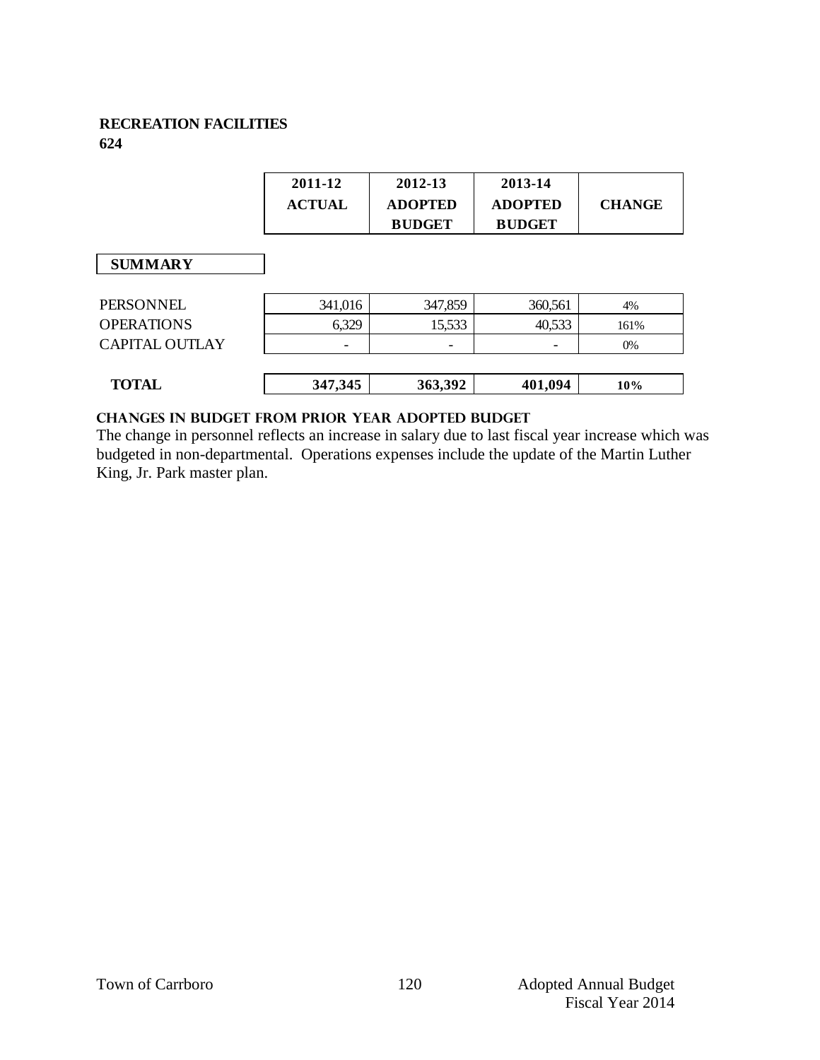**RECREATION FACILITIES**
**624**

| | 2011-12 ACTUAL | 2012-13 ADOPTED BUDGET | 2013-14 ADOPTED BUDGET | CHANGE |
|---|---|---|---|---|
| **SUMMARY** | | | | |
| PERSONNEL | 341,016 | 347,859 | 360,561 | 4% |
| OPERATIONS | 6,329 | 15,533 | 40,533 | 161% |
| CAPITAL OUTLAY | - | - | - | 0% |
| **TOTAL** | **347,345** | **363,392** | **401,094** | **10%** |

**CHANGES IN BUDGET FROM PRIOR YEAR ADOPTED BUDGET**

The change in personnel reflects an increase in salary due to last fiscal year increase which was budgeted in non-departmental. Operations expenses include the update of the Martin Luther King, Jr. Park master plan.